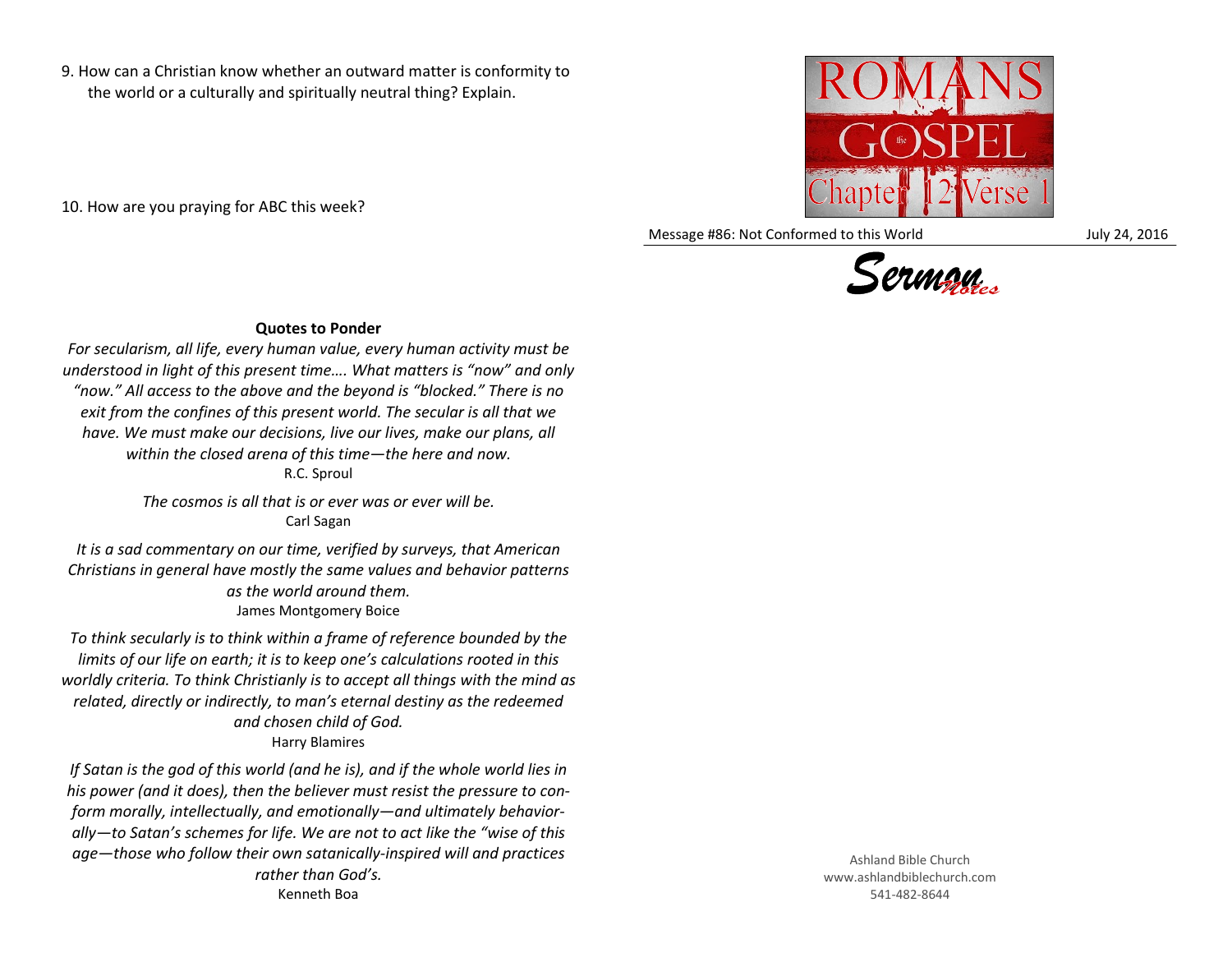9. How can a Christian know whether an outward matter is conformity to the world or a culturally and spiritually neutral thing? Explain.

10. How are you praying for ABC this week?

## Quotes to Ponder

*For secularism, all life, every human value, every human activity must be understood in light of this present time…. What matters is "now" and only "now." All access to the above and the beyond is "blocked." There is no exit from the confines of this present world. The secular is all that we have. We must make our decisions, live our lives, make our plans, all within the closed arena of this time—the here and now.*
R.C. Sproul

*The cosmos is all that is or ever was or ever will be.*
Carl Sagan

*It is a sad commentary on our time, verified by surveys, that American Christians in general have mostly the same values and behavior patterns as the world around them.*
James Montgomery Boice

*To think secularly is to think within a frame of reference bounded by the limits of our life on earth; it is to keep one's calculations rooted in this worldly criteria. To think Christianly is to accept all things with the mind as related, directly or indirectly, to man's eternal destiny as the redeemed and chosen child of God.*
Harry Blamires

*If Satan is the god of this world (and he is), and if the whole world lies in his power (and it does), then the believer must resist the pressure to conform morally, intellectually, and emotionally—and ultimately behaviorally—to Satan's schemes for life. We are not to act like the "wise of this age—those who follow their own satanically-inspired will and practices rather than God's.*
Kenneth Boa

ROMANS the GOSPEL Chapter 12 Verse 1

Message #86: Not Conformed to this World — July 24, 2016

Sermon Notes

Ashland Bible Church
www.ashlandbiblechurch.com
541-482-8644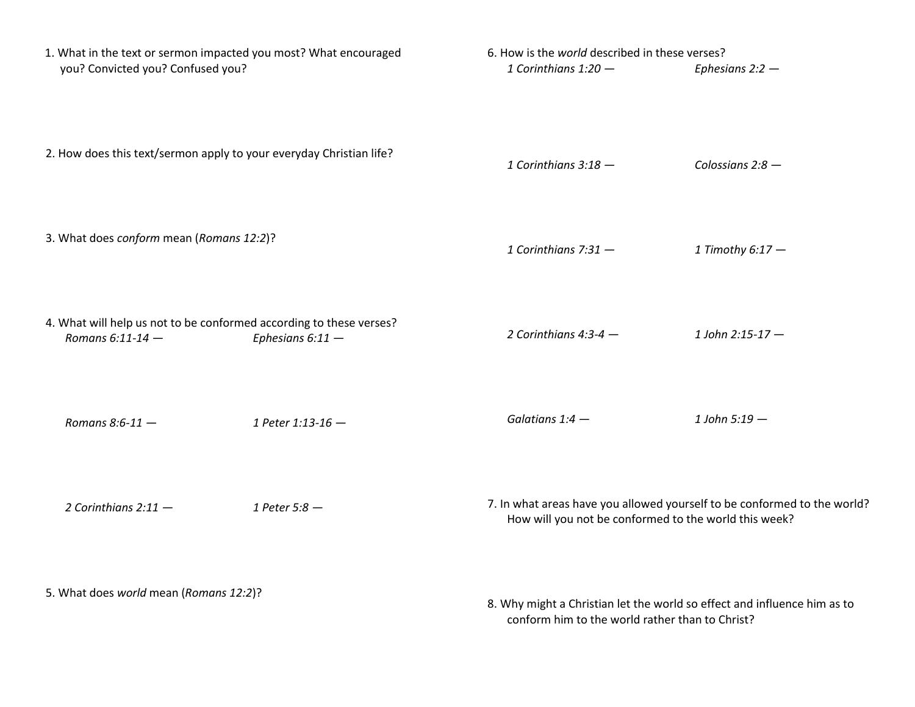1. What in the text or sermon impacted you most? What encouraged you? Convicted you? Confused you?

2. How does this text/sermon apply to your everyday Christian life?

3. What does *conform* mean (*Romans 12:2*)?

4. What will help us not to be conformed according to these verses?

   *Romans 6:11-14 —*

   *Ephesians 6:11 —*

   *Romans 8:6-11 —*

   *1 Peter 1:13-16 —*

   *2 Corinthians 2:11 —*

   *1 Peter 5:8 —*

5. What does *world* mean (*Romans 12:2*)?

6. How is the *world* described in these verses?

   *1 Corinthians 1:20 —*

   *Ephesians 2:2 —*

   *1 Corinthians 3:18 —*

   *Colossians 2:8 —*

   *1 Corinthians 7:31 —*

   *1 Timothy 6:17 —*

   *2 Corinthians 4:3-4 —*

   *1 John 2:15-17 —*

   *Galatians 1:4 —*

   *1 John 5:19 —*

7. In what areas have you allowed yourself to be conformed to the world? How will you not be conformed to the world this week?

8. Why might a Christian let the world so effect and influence him as to conform him to the world rather than to Christ?